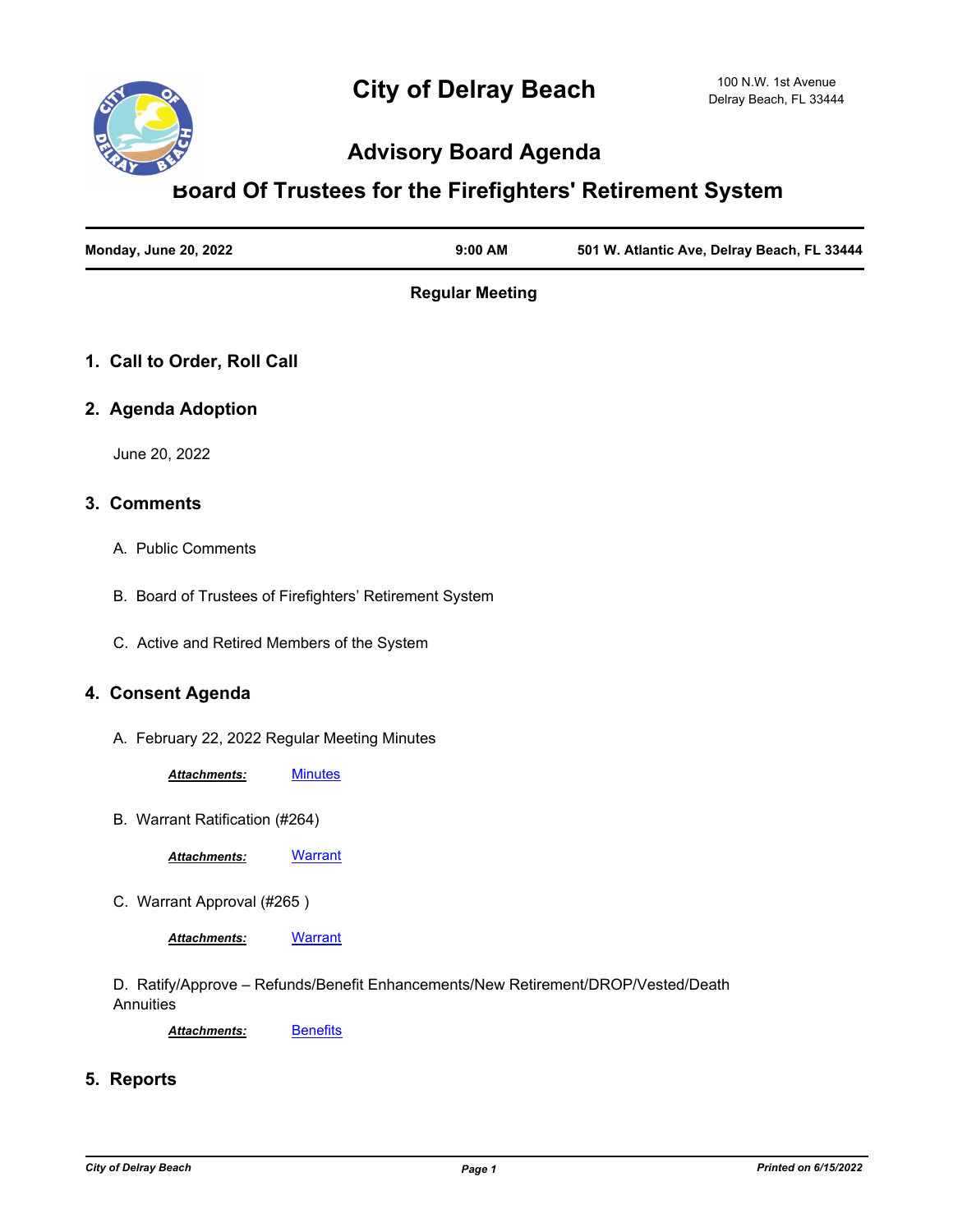# City of Delray Beach

100 N.W. 1st Avenue
Delray Beach, FL 33444

## Advisory Board Agenda

## Board Of Trustees for the Firefighters' Retirement System

| Monday, June 20, 2022 | 9:00 AM | 501 W. Atlantic Ave, Delray Beach, FL 33444 |
|---|---|---|

**Regular Meeting**

### 1. Call to Order, Roll Call

### 2. Agenda Adoption

June 20, 2022

### 3. Comments

A. Public Comments

B. Board of Trustees of Firefighters' Retirement System

C. Active and Retired Members of the System

### 4. Consent Agenda

A. February 22, 2022 Regular Meeting Minutes

***Attachments:*** Minutes

B. Warrant Ratification (#264)

***Attachments:*** Warrant

C. Warrant Approval (#265 )

***Attachments:*** Warrant

D. Ratify/Approve – Refunds/Benefit Enhancements/New Retirement/DROP/Vested/Death Annuities

***Attachments:*** Benefits

### 5. Reports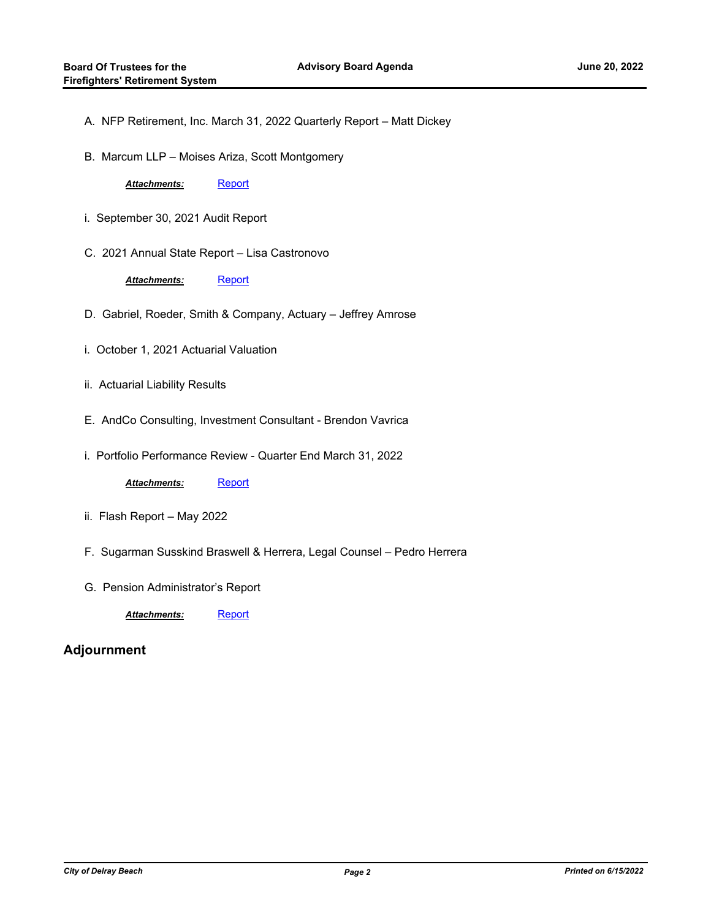A. NFP Retirement, Inc. March 31, 2022 Quarterly Report – Matt Dickey

B. Marcum LLP – Moises Ariza, Scott Montgomery

***Attachments:*** Report

i. September 30, 2021 Audit Report

C. 2021 Annual State Report – Lisa Castronovo

***Attachments:*** Report

D. Gabriel, Roeder, Smith & Company, Actuary – Jeffrey Amrose

i. October 1, 2021 Actuarial Valuation

ii. Actuarial Liability Results

E. AndCo Consulting, Investment Consultant - Brendon Vavrica

i. Portfolio Performance Review - Quarter End March 31, 2022

***Attachments:*** Report

ii. Flash Report – May 2022

F. Sugarman Susskind Braswell & Herrera, Legal Counsel – Pedro Herrera

G. Pension Administrator's Report

***Attachments:*** Report

## Adjournment